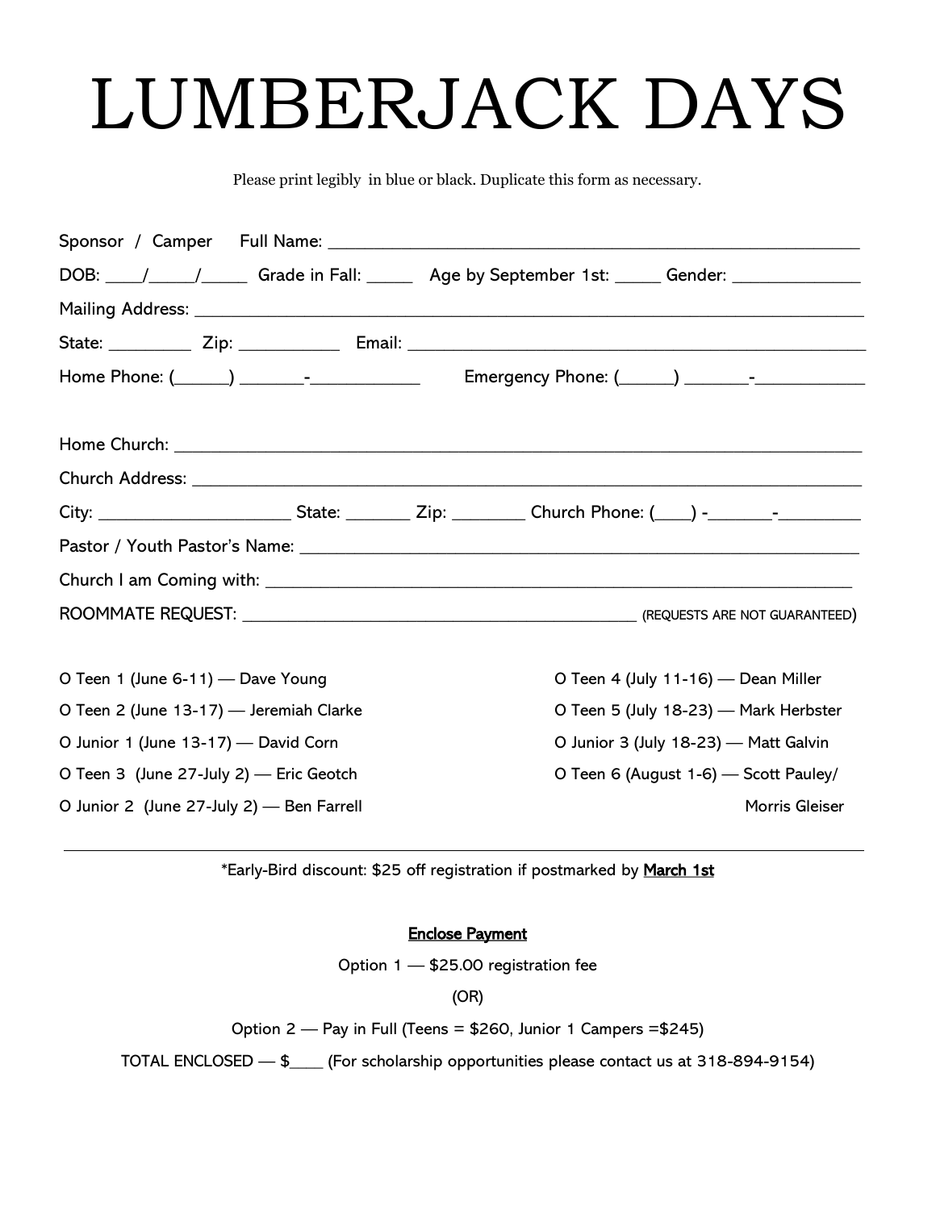# LUMBERJACK DAYS

Please print legibly in blue or black. Duplicate this form as necessary.

Sponsor / Camper Full Name: ____________________________________________________

DOB: ____/_____/_____ Grade in Fall: _____ Age by September 1st: _____ Gender: _____________

Mailing Address: ____________________________________________________________

State: _________ Zip: ___________ Email: ______________________________________

Home Phone: (______) _______-____________ Emergency Phone: (______) _______-____________

Home Church: ______________________________________________________________

Church Address: ____________________________________________________________

City: _____________________ State: _______ Zip: ________ Church Phone: (____) -_______-_________

Pastor / Youth Pastor's Name: _________________________________________________

Church I am Coming with: _____________________________________________________

ROOMMATE REQUEST: ___________________________________ (REQUESTS ARE NOT GUARANTEED)

O Teen 1 (June 6-11) — Dave Young

O Teen 2 (June 13-17) — Jeremiah Clarke

O Junior 1 (June 13-17) — David Corn

O Teen 3 (June 27-July 2) — Eric Geotch

O Junior 2 (June 27-July 2) — Ben Farrell

O Teen 4 (July 11-16) — Dean Miller

O Teen 5 (July 18-23) — Mark Herbster

O Junior 3 (July 18-23) — Matt Galvin

O Teen 6 (August 1-6) — Scott Pauley/ Morris Gleiser

---

*Early-Bird discount: $25 off registration if postmarked by **March 1st**

**Enclose Payment**

Option 1 — $25.00 registration fee

(OR)

Option 2 — Pay in Full (Teens = $260, Junior 1 Campers =$245)

TOTAL ENCLOSED — $____ (For scholarship opportunities please contact us at 318-894-9154)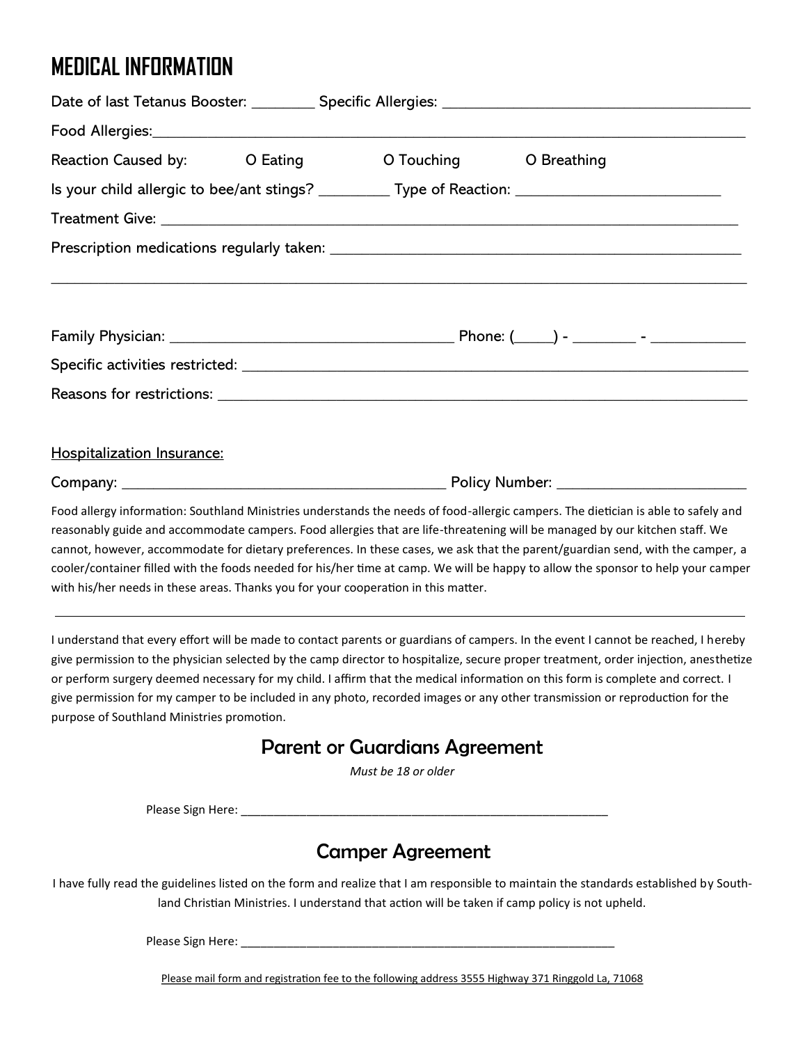# MEDICAL INFORMATION

Date of last Tetanus Booster: ________ Specific Allergies: ______________________________________

Food Allergies:___________________________________________________________________________

Reaction Caused by: O Eating O Touching O Breathing

Is your child allergic to bee/ant stings? _________ Type of Reaction: __________________________

Treatment Give: ___________________________________________________________________________

Prescription medications regularly taken: __________________________________________________

___________________________________________________________________________________________

Family Physician: ____________________________________ Phone: (_____) - ________ - ____________

Specific activities restricted: ____________________________________________________________

Reasons for restrictions: _________________________________________________________________

Hospitalization Insurance:

Company: ___________________________________________ Policy Number: ________________________

Food allergy information: Southland Ministries understands the needs of food-allergic campers. The dietician is able to safely and reasonably guide and accommodate campers. Food allergies that are life-threatening will be managed by our kitchen staff. We cannot, however, accommodate for dietary preferences. In these cases, we ask that the parent/guardian send, with the camper, a cooler/container filled with the foods needed for his/her time at camp. We will be happy to allow the sponsor to help your camper with his/her needs in these areas. Thanks you for your cooperation in this matter.

---

I understand that every effort will be made to contact parents or guardians of campers. In the event I cannot be reached, I hereby give permission to the physician selected by the camp director to hospitalize, secure proper treatment, order injection, anesthetize or perform surgery deemed necessary for my child. I affirm that the medical information on this form is complete and correct. I give permission for my camper to be included in any photo, recorded images or any other transmission or reproduction for the purpose of Southland Ministries promotion.

## Parent or Guardians Agreement

*Must be 18 or older*

Please Sign Here: ________________________________________________________

## Camper Agreement

I have fully read the guidelines listed on the form and realize that I am responsible to maintain the standards established by Southland Christian Ministries. I understand that action will be taken if camp policy is not upheld.

Please Sign Here: ________________________________________________________

Please mail form and registration fee to the following address 3555 Highway 371 Ringgold La, 71068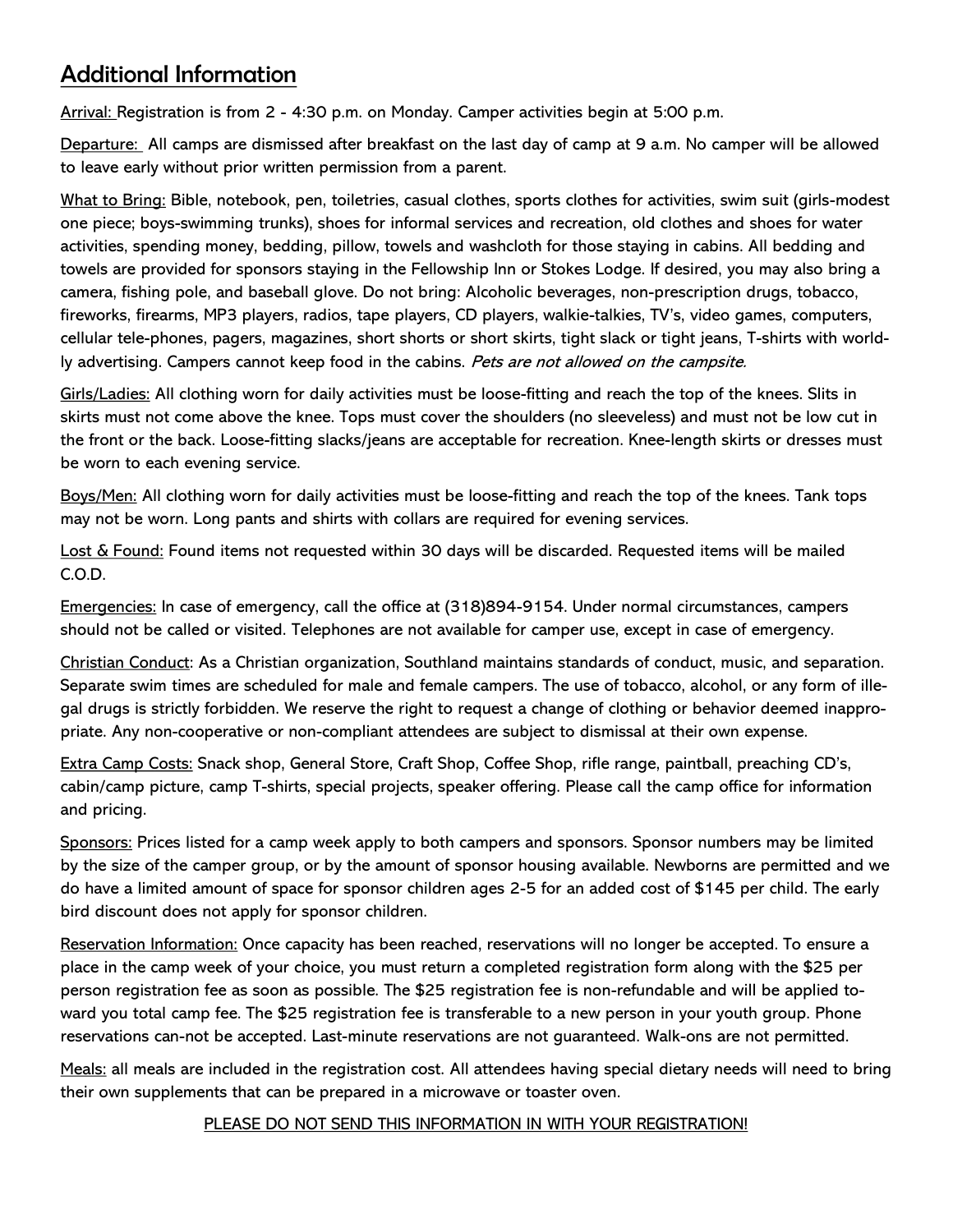## Additional Information

Arrival: Registration is from 2 - 4:30 p.m. on Monday. Camper activities begin at 5:00 p.m.

Departure: All camps are dismissed after breakfast on the last day of camp at 9 a.m. No camper will be allowed to leave early without prior written permission from a parent.

What to Bring: Bible, notebook, pen, toiletries, casual clothes, sports clothes for activities, swim suit (girls-modest one piece; boys-swimming trunks), shoes for informal services and recreation, old clothes and shoes for water activities, spending money, bedding, pillow, towels and washcloth for those staying in cabins. All bedding and towels are provided for sponsors staying in the Fellowship Inn or Stokes Lodge. If desired, you may also bring a camera, fishing pole, and baseball glove. Do not bring: Alcoholic beverages, non-prescription drugs, tobacco, fireworks, firearms, MP3 players, radios, tape players, CD players, walkie-talkies, TV's, video games, computers, cellular tele-phones, pagers, magazines, short shorts or short skirts, tight slack or tight jeans, T-shirts with worldly advertising. Campers cannot keep food in the cabins. *Pets are not allowed on the campsite.*

Girls/Ladies: All clothing worn for daily activities must be loose-fitting and reach the top of the knees. Slits in skirts must not come above the knee. Tops must cover the shoulders (no sleeveless) and must not be low cut in the front or the back. Loose-fitting slacks/jeans are acceptable for recreation. Knee-length skirts or dresses must be worn to each evening service.

Boys/Men: All clothing worn for daily activities must be loose-fitting and reach the top of the knees. Tank tops may not be worn. Long pants and shirts with collars are required for evening services.

Lost & Found: Found items not requested within 30 days will be discarded. Requested items will be mailed C.O.D.

Emergencies: In case of emergency, call the office at (318)894-9154. Under normal circumstances, campers should not be called or visited. Telephones are not available for camper use, except in case of emergency.

Christian Conduct: As a Christian organization, Southland maintains standards of conduct, music, and separation. Separate swim times are scheduled for male and female campers. The use of tobacco, alcohol, or any form of illegal drugs is strictly forbidden. We reserve the right to request a change of clothing or behavior deemed inappropriate. Any non-cooperative or non-compliant attendees are subject to dismissal at their own expense.

Extra Camp Costs: Snack shop, General Store, Craft Shop, Coffee Shop, rifle range, paintball, preaching CD's, cabin/camp picture, camp T-shirts, special projects, speaker offering. Please call the camp office for information and pricing.

Sponsors: Prices listed for a camp week apply to both campers and sponsors. Sponsor numbers may be limited by the size of the camper group, or by the amount of sponsor housing available. Newborns are permitted and we do have a limited amount of space for sponsor children ages 2-5 for an added cost of $145 per child. The early bird discount does not apply for sponsor children.

Reservation Information: Once capacity has been reached, reservations will no longer be accepted. To ensure a place in the camp week of your choice, you must return a completed registration form along with the $25 per person registration fee as soon as possible. The $25 registration fee is non-refundable and will be applied toward you total camp fee. The $25 registration fee is transferable to a new person in your youth group. Phone reservations can-not be accepted. Last-minute reservations are not guaranteed. Walk-ons are not permitted.

Meals: all meals are included in the registration cost. All attendees having special dietary needs will need to bring their own supplements that can be prepared in a microwave or toaster oven.

PLEASE DO NOT SEND THIS INFORMATION IN WITH YOUR REGISTRATION!